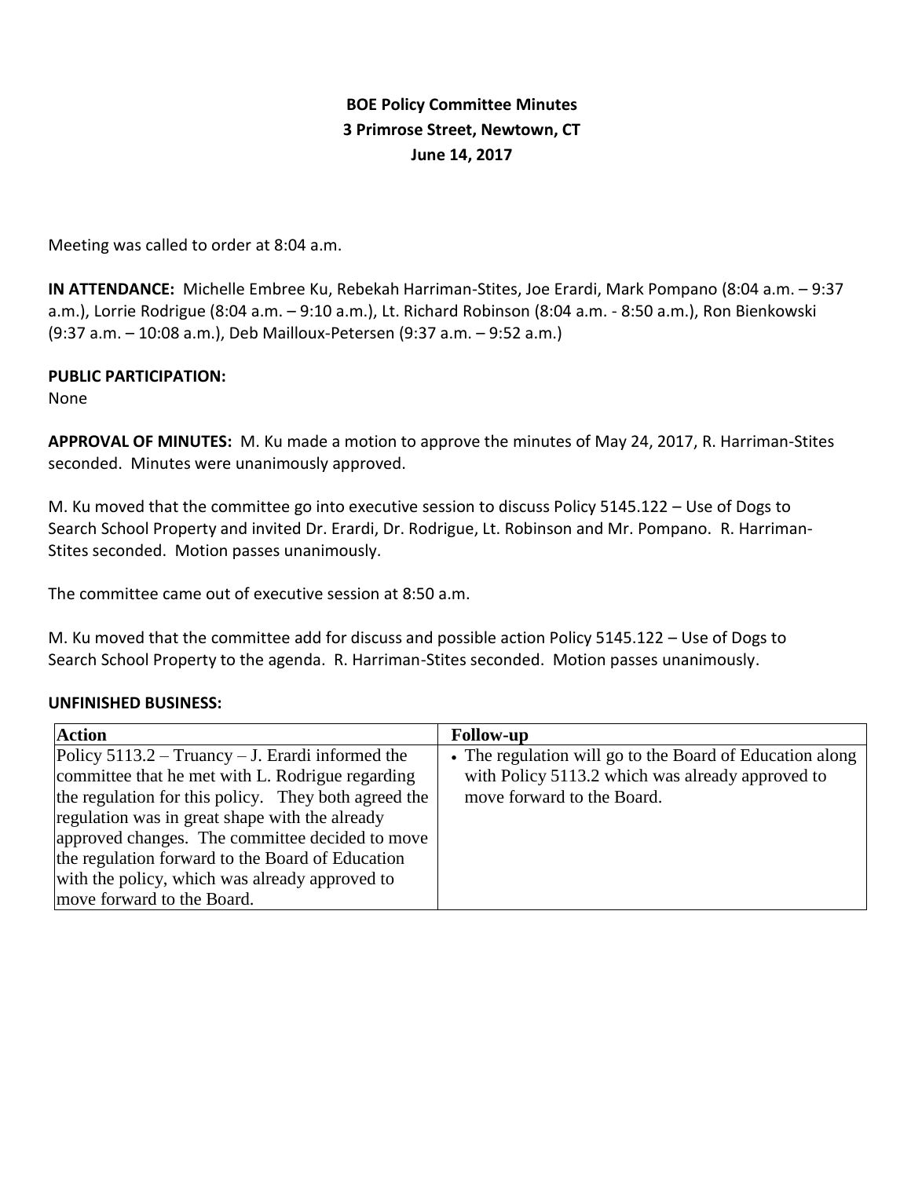# BOE Policy Committee Minutes
## 3 Primrose Street, Newtown, CT
## June 14, 2017

Meeting was called to order at 8:04 a.m.

**IN ATTENDANCE:** Michelle Embree Ku, Rebekah Harriman-Stites, Joe Erardi, Mark Pompano (8:04 a.m. – 9:37 a.m.), Lorrie Rodrigue (8:04 a.m. – 9:10 a.m.), Lt. Richard Robinson (8:04 a.m. - 8:50 a.m.), Ron Bienkowski (9:37 a.m. – 10:08 a.m.), Deb Mailloux-Petersen (9:37 a.m. – 9:52 a.m.)

**PUBLIC PARTICIPATION:**
None

**APPROVAL OF MINUTES:** M. Ku made a motion to approve the minutes of May 24, 2017, R. Harriman-Stites seconded. Minutes were unanimously approved.

M. Ku moved that the committee go into executive session to discuss Policy 5145.122 – Use of Dogs to Search School Property and invited Dr. Erardi, Dr. Rodrigue, Lt. Robinson and Mr. Pompano. R. Harriman-Stites seconded. Motion passes unanimously.

The committee came out of executive session at 8:50 a.m.

M. Ku moved that the committee add for discuss and possible action Policy 5145.122 – Use of Dogs to Search School Property to the agenda. R. Harriman-Stites seconded. Motion passes unanimously.

**UNFINISHED BUSINESS:**

| Action | Follow-up |
|---|---|
| Policy 5113.2 – Truancy – J. Erardi informed the committee that he met with L. Rodrigue regarding the regulation for this policy. They both agreed the regulation was in great shape with the already approved changes. The committee decided to move the regulation forward to the Board of Education with the policy, which was already approved to move forward to the Board. | • The regulation will go to the Board of Education along with Policy 5113.2 which was already approved to move forward to the Board. |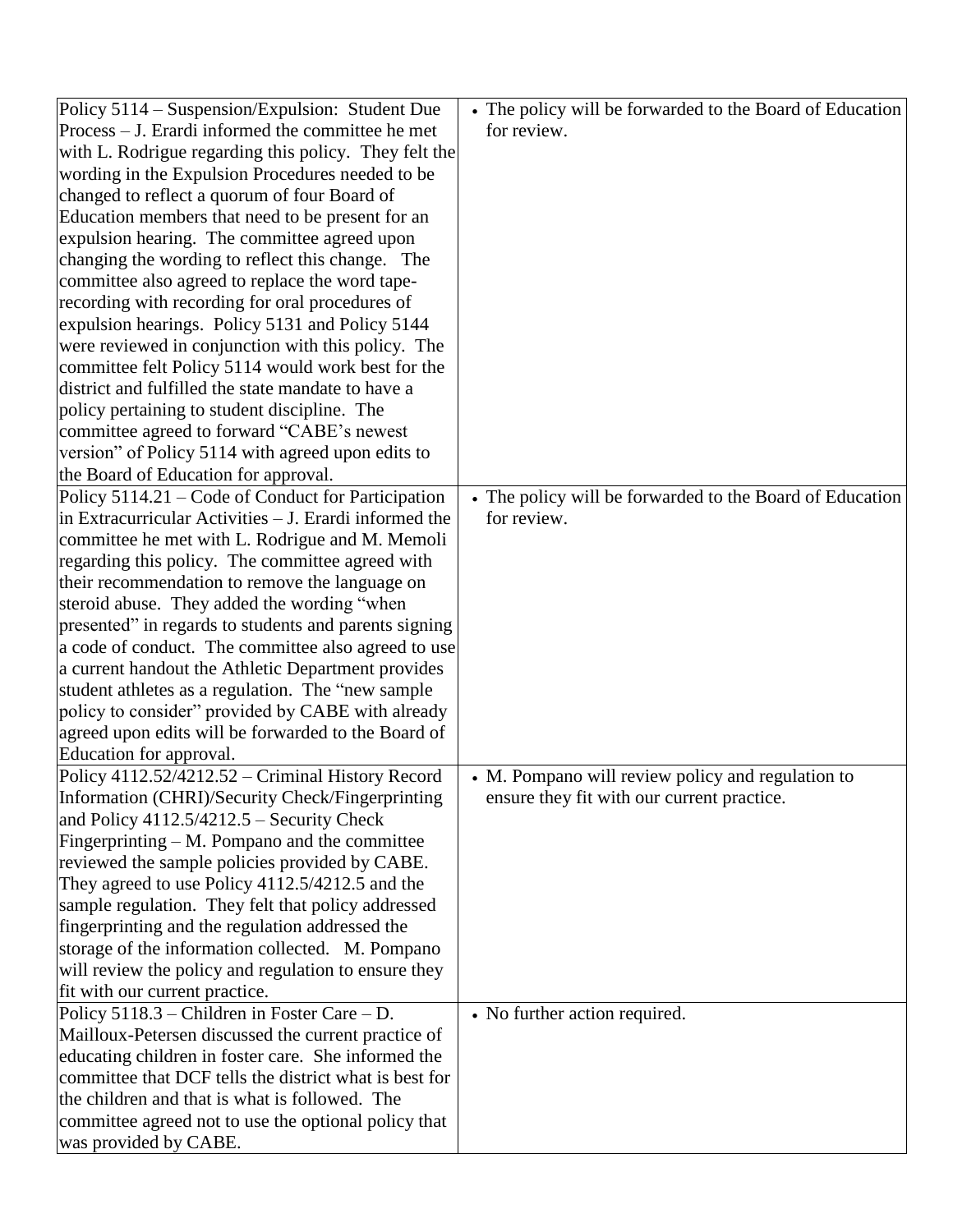| | |
|---|---|
| Policy 5114 – Suspension/Expulsion: Student Due Process – J. Erardi informed the committee he met with L. Rodrigue regarding this policy. They felt the wording in the Expulsion Procedures needed to be changed to reflect a quorum of four Board of Education members that need to be present for an expulsion hearing. The committee agreed upon changing the wording to reflect this change. The committee also agreed to replace the word tape-recording with recording for oral procedures of expulsion hearings. Policy 5131 and Policy 5144 were reviewed in conjunction with this policy. The committee felt Policy 5114 would work best for the district and fulfilled the state mandate to have a policy pertaining to student discipline. The committee agreed to forward "CABE's newest version" of Policy 5114 with agreed upon edits to the Board of Education for approval. | • The policy will be forwarded to the Board of Education for review. |
| Policy 5114.21 – Code of Conduct for Participation in Extracurricular Activities – J. Erardi informed the committee he met with L. Rodrigue and M. Memoli regarding this policy. The committee agreed with their recommendation to remove the language on steroid abuse. They added the wording "when presented" in regards to students and parents signing a code of conduct. The committee also agreed to use a current handout the Athletic Department provides student athletes as a regulation. The "new sample policy to consider" provided by CABE with already agreed upon edits will be forwarded to the Board of Education for approval. | • The policy will be forwarded to the Board of Education for review. |
| Policy 4112.52/4212.52 – Criminal History Record Information (CHRI)/Security Check/Fingerprinting and Policy 4112.5/4212.5 – Security Check Fingerprinting – M. Pompano and the committee reviewed the sample policies provided by CABE. They agreed to use Policy 4112.5/4212.5 and the sample regulation. They felt that policy addressed fingerprinting and the regulation addressed the storage of the information collected. M. Pompano will review the policy and regulation to ensure they fit with our current practice. | • M. Pompano will review policy and regulation to ensure they fit with our current practice. |
| Policy 5118.3 – Children in Foster Care – D. Mailloux-Petersen discussed the current practice of educating children in foster care. She informed the committee that DCF tells the district what is best for the children and that is what is followed. The committee agreed not to use the optional policy that was provided by CABE. | • No further action required. |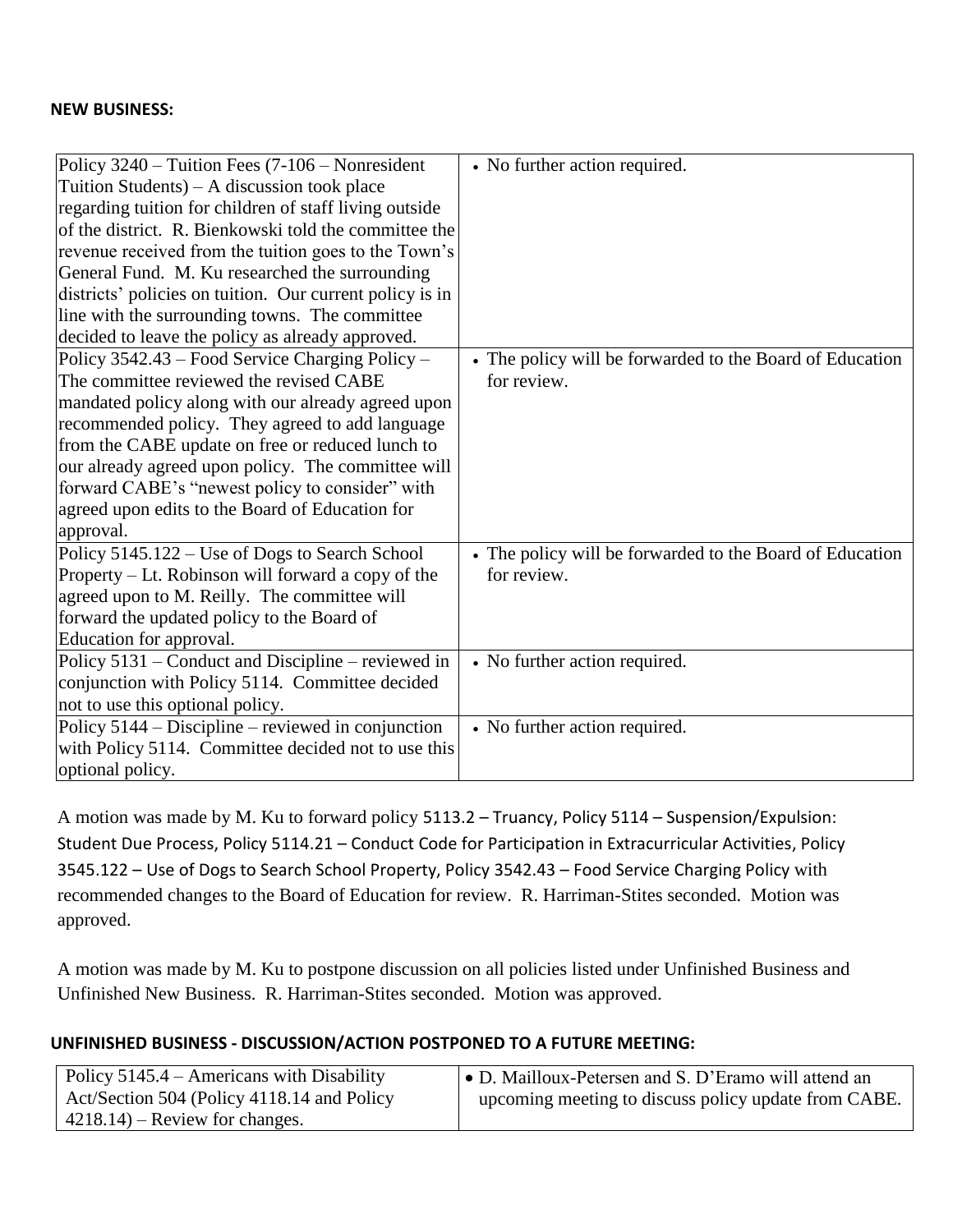**NEW BUSINESS:**

| | |
|---|---|
| Policy 3240 – Tuition Fees (7-106 – Nonresident Tuition Students) – A discussion took place regarding tuition for children of staff living outside of the district. R. Bienkowski told the committee the revenue received from the tuition goes to the Town's General Fund. M. Ku researched the surrounding districts' policies on tuition. Our current policy is in line with the surrounding towns. The committee decided to leave the policy as already approved. | • No further action required. |
| Policy 3542.43 – Food Service Charging Policy – The committee reviewed the revised CABE mandated policy along with our already agreed upon recommended policy. They agreed to add language from the CABE update on free or reduced lunch to our already agreed upon policy. The committee will forward CABE's "newest policy to consider" with agreed upon edits to the Board of Education for approval. | • The policy will be forwarded to the Board of Education for review. |
| Policy 5145.122 – Use of Dogs to Search School Property – Lt. Robinson will forward a copy of the agreed upon to M. Reilly. The committee will forward the updated policy to the Board of Education for approval. | • The policy will be forwarded to the Board of Education for review. |
| Policy 5131 – Conduct and Discipline – reviewed in conjunction with Policy 5114. Committee decided not to use this optional policy. | • No further action required. |
| Policy 5144 – Discipline – reviewed in conjunction with Policy 5114. Committee decided not to use this optional policy. | • No further action required. |

A motion was made by M. Ku to forward policy 5113.2 – Truancy, Policy 5114 – Suspension/Expulsion: Student Due Process, Policy 5114.21 – Conduct Code for Participation in Extracurricular Activities, Policy 3545.122 – Use of Dogs to Search School Property, Policy 3542.43 – Food Service Charging Policy with recommended changes to the Board of Education for review. R. Harriman-Stites seconded. Motion was approved.

A motion was made by M. Ku to postpone discussion on all policies listed under Unfinished Business and Unfinished New Business. R. Harriman-Stites seconded. Motion was approved.

**UNFINISHED BUSINESS - DISCUSSION/ACTION POSTPONED TO A FUTURE MEETING:**

| | |
|---|---|
| Policy 5145.4 – Americans with Disability Act/Section 504 (Policy 4118.14 and Policy 4218.14) – Review for changes. | • D. Mailloux-Petersen and S. D'Eramo will attend an upcoming meeting to discuss policy update from CABE. |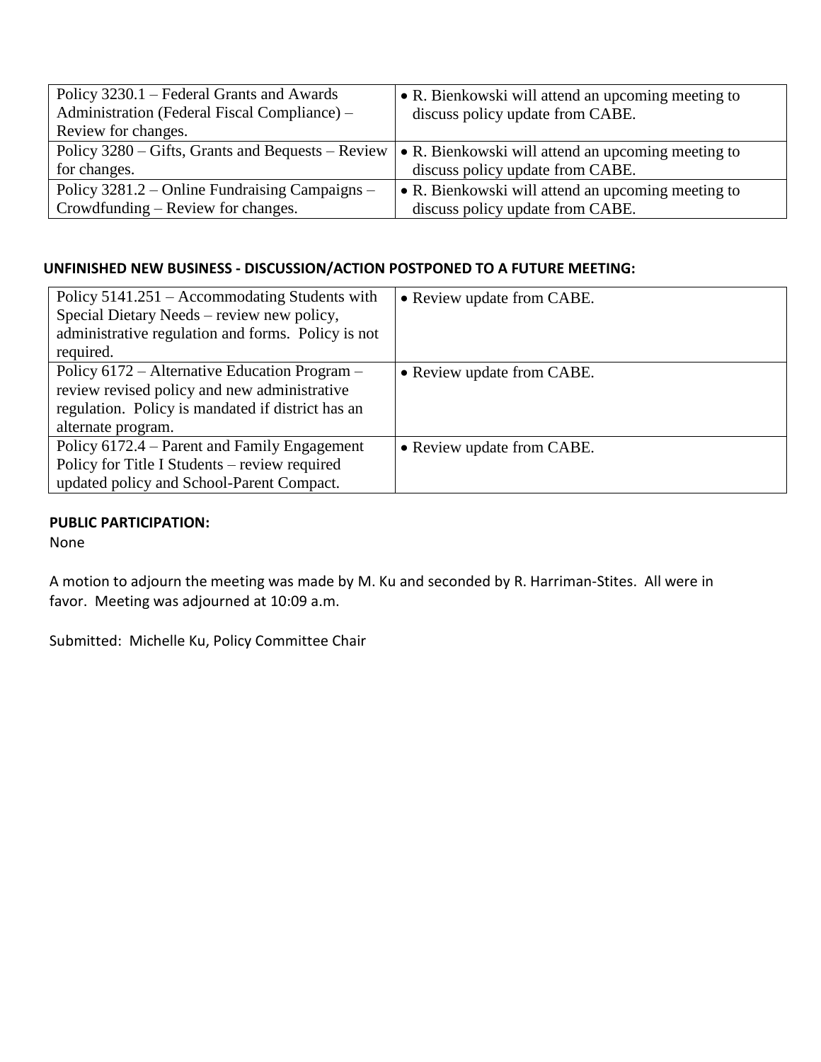| | |
|---|---|
| Policy 3230.1 – Federal Grants and Awards Administration (Federal Fiscal Compliance) – Review for changes. | • R. Bienkowski will attend an upcoming meeting to discuss policy update from CABE. |
| Policy 3280 – Gifts, Grants and Bequests – Review for changes. | • R. Bienkowski will attend an upcoming meeting to discuss policy update from CABE. |
| Policy 3281.2 – Online Fundraising Campaigns – Crowdfunding – Review for changes. | • R. Bienkowski will attend an upcoming meeting to discuss policy update from CABE. |

**UNFINISHED NEW BUSINESS - DISCUSSION/ACTION POSTPONED TO A FUTURE MEETING:**

| | |
|---|---|
| Policy 5141.251 – Accommodating Students with Special Dietary Needs – review new policy, administrative regulation and forms. Policy is not required. | • Review update from CABE. |
| Policy 6172 – Alternative Education Program – review revised policy and new administrative regulation. Policy is mandated if district has an alternate program. | • Review update from CABE. |
| Policy 6172.4 – Parent and Family Engagement Policy for Title I Students – review required updated policy and School-Parent Compact. | • Review update from CABE. |

**PUBLIC PARTICIPATION:**

None

A motion to adjourn the meeting was made by M. Ku and seconded by R. Harriman-Stites. All were in favor. Meeting was adjourned at 10:09 a.m.

Submitted: Michelle Ku, Policy Committee Chair